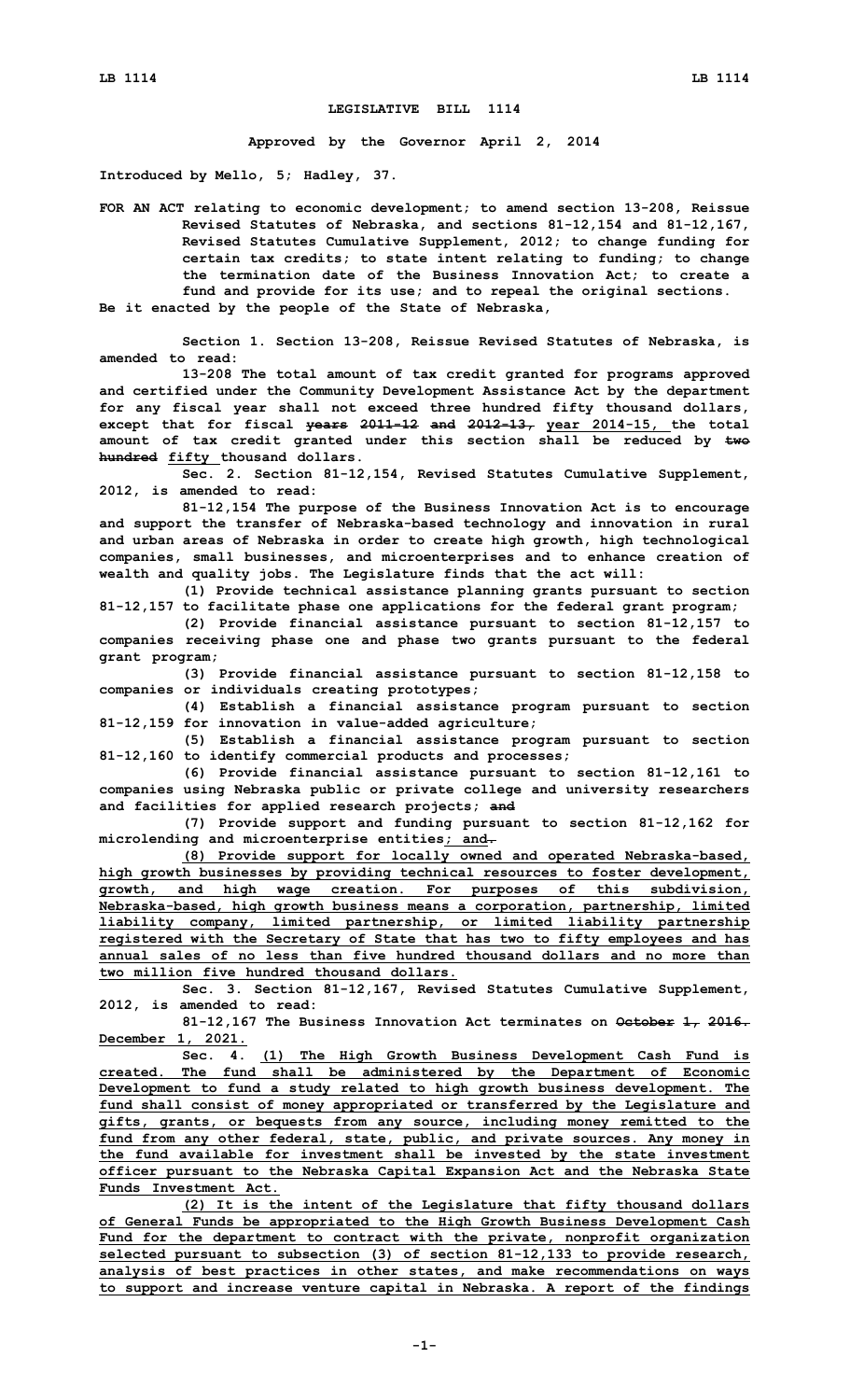# LEGISLATIVE BILL 1114

**Approved by the Governor April 2, 2014**

**Introduced by Mello, 5; Hadley, 37.**

**FOR AN ACT relating to economic development; to amend section 13-208, Reissue Revised Statutes of Nebraska, and sections 81-12,154 and 81-12,167, Revised Statutes Cumulative Supplement, 2012; to change funding for certain tax credits; to state intent relating to funding; to change the termination date of the Business Innovation Act; to create a fund and provide for its use; and to repeal the original sections.**

**Be it enacted by the people of the State of Nebraska,**

**Section 1. Section 13-208, Reissue Revised Statutes of Nebraska, is amended to read:**

**13-208 The total amount of tax credit granted for programs approved and certified under the Community Development Assistance Act by the department for any fiscal year shall not exceed three hundred fifty thousand dollars, except that for fiscal ~~years 2011-12 and 2012-13,~~ year 2014-15, the total amount of tax credit granted under this section shall be reduced by ~~two hundred~~ fifty thousand dollars.**

**Sec. 2. Section 81-12,154, Revised Statutes Cumulative Supplement, 2012, is amended to read:**

**81-12,154 The purpose of the Business Innovation Act is to encourage and support the transfer of Nebraska-based technology and innovation in rural and urban areas of Nebraska in order to create high growth, high technological companies, small businesses, and microenterprises and to enhance creation of wealth and quality jobs. The Legislature finds that the act will:**

**(1) Provide technical assistance planning grants pursuant to section 81-12,157 to facilitate phase one applications for the federal grant program;**

**(2) Provide financial assistance pursuant to section 81-12,157 to companies receiving phase one and phase two grants pursuant to the federal grant program;**

**(3) Provide financial assistance pursuant to section 81-12,158 to companies or individuals creating prototypes;**

**(4) Establish a financial assistance program pursuant to section 81-12,159 for innovation in value-added agriculture;**

**(5) Establish a financial assistance program pursuant to section 81-12,160 to identify commercial products and processes;**

**(6) Provide financial assistance pursuant to section 81-12,161 to companies using Nebraska public or private college and university researchers and facilities for applied research projects; ~~and~~**

**(7) Provide support and funding pursuant to section 81-12,162 for microlending and microenterprise entities; and~~.~~**

**(8) Provide support for locally owned and operated Nebraska-based, high growth businesses by providing technical resources to foster development, growth, and high wage creation. For purposes of this subdivision, Nebraska-based, high growth business means a corporation, partnership, limited liability company, limited partnership, or limited liability partnership registered with the Secretary of State that has two to fifty employees and has annual sales of no less than five hundred thousand dollars and no more than two million five hundred thousand dollars.**

**Sec. 3. Section 81-12,167, Revised Statutes Cumulative Supplement, 2012, is amended to read:**

**81-12,167 The Business Innovation Act terminates on ~~October 1, 2016.~~ December 1, 2021.**

**Sec. 4. (1) The High Growth Business Development Cash Fund is created. The fund shall be administered by the Department of Economic Development to fund a study related to high growth business development. The fund shall consist of money appropriated or transferred by the Legislature and gifts, grants, or bequests from any source, including money remitted to the fund from any other federal, state, public, and private sources. Any money in the fund available for investment shall be invested by the state investment officer pursuant to the Nebraska Capital Expansion Act and the Nebraska State Funds Investment Act.**

**(2) It is the intent of the Legislature that fifty thousand dollars of General Funds be appropriated to the High Growth Business Development Cash Fund for the department to contract with the private, nonprofit organization selected pursuant to subsection (3) of section 81-12,133 to provide research, analysis of best practices in other states, and make recommendations on ways to support and increase venture capital in Nebraska. A report of the findings**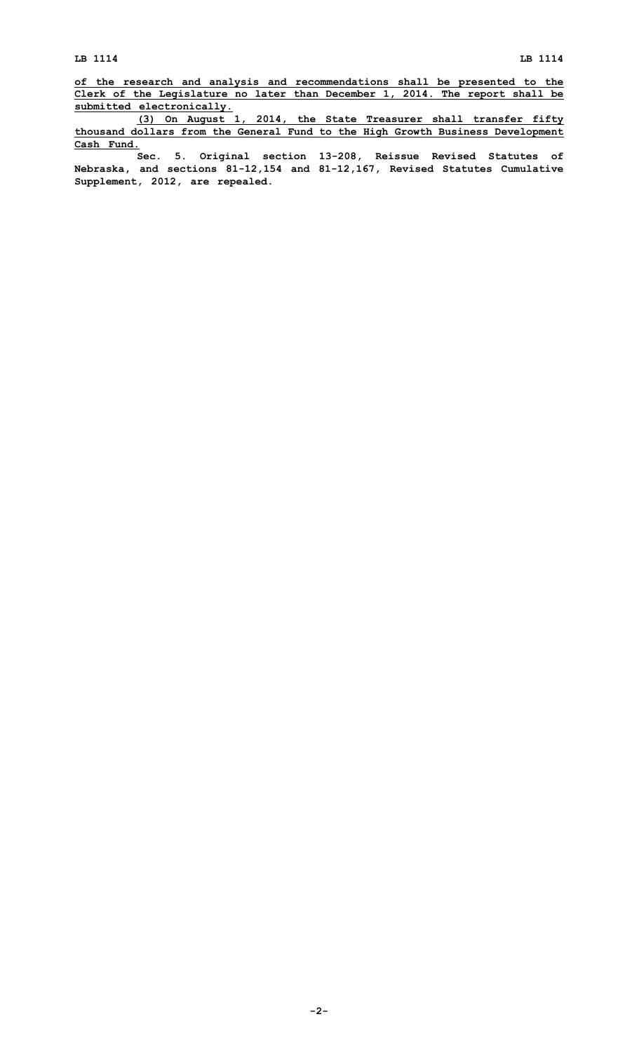of the research and analysis and recommendations shall be presented to the Clerk of the Legislature no later than December 1, 2014. The report shall be submitted electronically.

(3) On August 1, 2014, the State Treasurer shall transfer fifty thousand dollars from the General Fund to the High Growth Business Development Cash Fund.

**Sec. 5. Original section 13-208, Reissue Revised Statutes of Nebraska, and sections 81-12,154 and 81-12,167, Revised Statutes Cumulative Supplement, 2012, are repealed.**